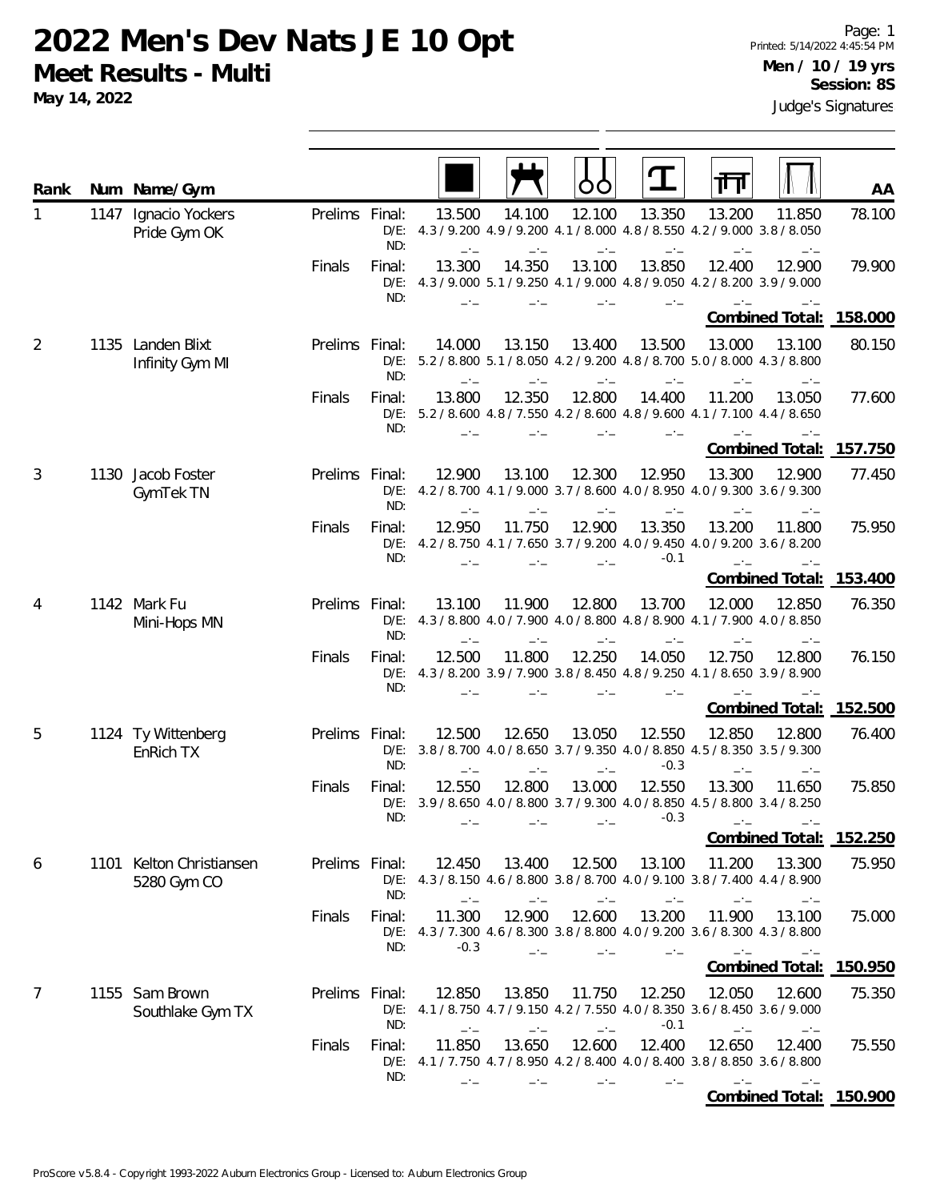# 2022 Men's Dev Nats JE 10 Opt

## Meet Results - Multi

**May 14, 2022**

Printed: 5/14/2022 4:45:54 PM

**Men / 10 / 19 yrs**

**Session: 8S**

Judge's Signatures

| Rank | Num | Name/Gym | | | Floor | Pommel Horse | Rings | Vault | Parallel Bars | High Bar | AA |
|---|---|---|---|---|---|---|---|---|---|---|---|
| 1 | 1147 | Ignacio Yockers<br>Pride Gym OK | Prelims | Final: | 13.500 | 14.100 | 12.100 | 13.350 | 13.200 | 11.850 | 78.100 |
| | | | | D/E: | 4.3 / 9.200 | 4.9 / 9.200 | 4.1 / 8.000 | 4.8 / 8.550 | 4.2 / 9.000 | 3.8 / 8.050 | |
| | | | | ND: | _._ | _._ | _._ | _._ | _._ | _._ | |
| | | | Finals | Final: | 13.300 | 14.350 | 13.100 | 13.850 | 12.400 | 12.900 | 79.900 |
| | | | | D/E: | 4.3 / 9.000 | 5.1 / 9.250 | 4.1 / 9.000 | 4.8 / 9.050 | 4.2 / 8.200 | 3.9 / 9.000 | |
| | | | | ND: | _._ | _._ | _._ | _._ | _._ | _._ | |
| | | | | | | | | | | Combined Total: | 158.000 |
| 2 | 1135 | Landen Blixt<br>Infinity Gym MI | Prelims | Final: | 14.000 | 13.150 | 13.400 | 13.500 | 13.000 | 13.100 | 80.150 |
| | | | | D/E: | 5.2 / 8.800 | 5.1 / 8.050 | 4.2 / 9.200 | 4.8 / 8.700 | 5.0 / 8.000 | 4.3 / 8.800 | |
| | | | | ND: | _._ | _._ | _._ | _._ | _._ | _._ | |
| | | | Finals | Final: | 13.800 | 12.350 | 12.800 | 14.400 | 11.200 | 13.050 | 77.600 |
| | | | | D/E: | 5.2 / 8.600 | 4.8 / 7.550 | 4.2 / 8.600 | 4.8 / 9.600 | 4.1 / 7.100 | 4.4 / 8.650 | |
| | | | | ND: | _._ | _._ | _._ | _._ | _._ | _._ | |
| | | | | | | | | | | Combined Total: | 157.750 |
| 3 | 1130 | Jacob Foster<br>GymTek TN | Prelims | Final: | 12.900 | 13.100 | 12.300 | 12.950 | 13.300 | 12.900 | 77.450 |
| | | | | D/E: | 4.2 / 8.700 | 4.1 / 9.000 | 3.7 / 8.600 | 4.0 / 8.950 | 4.0 / 9.300 | 3.6 / 9.300 | |
| | | | | ND: | _._ | _._ | _._ | _._ | _._ | _._ | |
| | | | Finals | Final: | 12.950 | 11.750 | 12.900 | 13.350 | 13.200 | 11.800 | 75.950 |
| | | | | D/E: | 4.2 / 8.750 | 4.1 / 7.650 | 3.7 / 9.200 | 4.0 / 9.450 | 4.0 / 9.200 | 3.6 / 8.200 | |
| | | | | ND: | _._ | _._ | _._ | -0.1 | _._ | _._ | |
| | | | | | | | | | | Combined Total: | 153.400 |
| 4 | 1142 | Mark Fu<br>Mini-Hops MN | Prelims | Final: | 13.100 | 11.900 | 12.800 | 13.700 | 12.000 | 12.850 | 76.350 |
| | | | | D/E: | 4.3 / 8.800 | 4.0 / 7.900 | 4.0 / 8.800 | 4.8 / 8.900 | 4.1 / 7.900 | 4.0 / 8.850 | |
| | | | | ND: | _._ | _._ | _._ | _._ | _._ | _._ | |
| | | | Finals | Final: | 12.500 | 11.800 | 12.250 | 14.050 | 12.750 | 12.800 | 76.150 |
| | | | | D/E: | 4.3 / 8.200 | 3.9 / 7.900 | 3.8 / 8.450 | 4.8 / 9.250 | 4.1 / 8.650 | 3.9 / 8.900 | |
| | | | | ND: | _._ | _._ | _._ | _._ | _._ | _._ | |
| | | | | | | | | | | Combined Total: | 152.500 |
| 5 | 1124 | Ty Wittenberg<br>EnRich TX | Prelims | Final: | 12.500 | 12.650 | 13.050 | 12.550 | 12.850 | 12.800 | 76.400 |
| | | | | D/E: | 3.8 / 8.700 | 4.0 / 8.650 | 3.7 / 9.350 | 4.0 / 8.850 | 4.5 / 8.350 | 3.5 / 9.300 | |
| | | | | ND: | _._ | _._ | _._ | -0.3 | _._ | _._ | |
| | | | Finals | Final: | 12.550 | 12.800 | 13.000 | 12.550 | 13.300 | 11.650 | 75.850 |
| | | | | D/E: | 3.9 / 8.650 | 4.0 / 8.800 | 3.7 / 9.300 | 4.0 / 8.850 | 4.5 / 8.800 | 3.4 / 8.250 | |
| | | | | ND: | _._ | _._ | _._ | -0.3 | _._ | _._ | |
| | | | | | | | | | | Combined Total: | 152.250 |
| 6 | 1101 | Kelton Christiansen<br>5280 Gym CO | Prelims | Final: | 12.450 | 13.400 | 12.500 | 13.100 | 11.200 | 13.300 | 75.950 |
| | | | | D/E: | 4.3 / 8.150 | 4.6 / 8.800 | 3.8 / 8.700 | 4.0 / 9.100 | 3.8 / 7.400 | 4.4 / 8.900 | |
| | | | | ND: | _._ | _._ | _._ | _._ | _._ | _._ | |
| | | | Finals | Final: | 11.300 | 12.900 | 12.600 | 13.200 | 11.900 | 13.100 | 75.000 |
| | | | | D/E: | 4.3 / 7.300 | 4.6 / 8.300 | 3.8 / 8.800 | 4.0 / 9.200 | 3.6 / 8.300 | 4.3 / 8.800 | |
| | | | | ND: | -0.3 | _._ | _._ | _._ | _._ | _._ | |
| | | | | | | | | | | Combined Total: | 150.950 |
| 7 | 1155 | Sam Brown<br>Southlake Gym TX | Prelims | Final: | 12.850 | 13.850 | 11.750 | 12.250 | 12.050 | 12.600 | 75.350 |
| | | | | D/E: | 4.1 / 8.750 | 4.7 / 9.150 | 4.2 / 7.550 | 4.0 / 8.350 | 3.6 / 8.450 | 3.6 / 9.000 | |
| | | | | ND: | _._ | _._ | _._ | -0.1 | _._ | _._ | |
| | | | Finals | Final: | 11.850 | 13.650 | 12.600 | 12.400 | 12.650 | 12.400 | 75.550 |
| | | | | D/E: | 4.1 / 7.750 | 4.7 / 8.950 | 4.2 / 8.400 | 4.0 / 8.400 | 3.8 / 8.850 | 3.6 / 8.800 | |
| | | | | ND: | _._ | _._ | _._ | _._ | _._ | _._ | |
| | | | | | | | | | | Combined Total: | 150.900 |

ProScore v5.8.4 - Copyright 1993-2022 Auburn Electronics Group - Licensed to: Auburn Electronics Group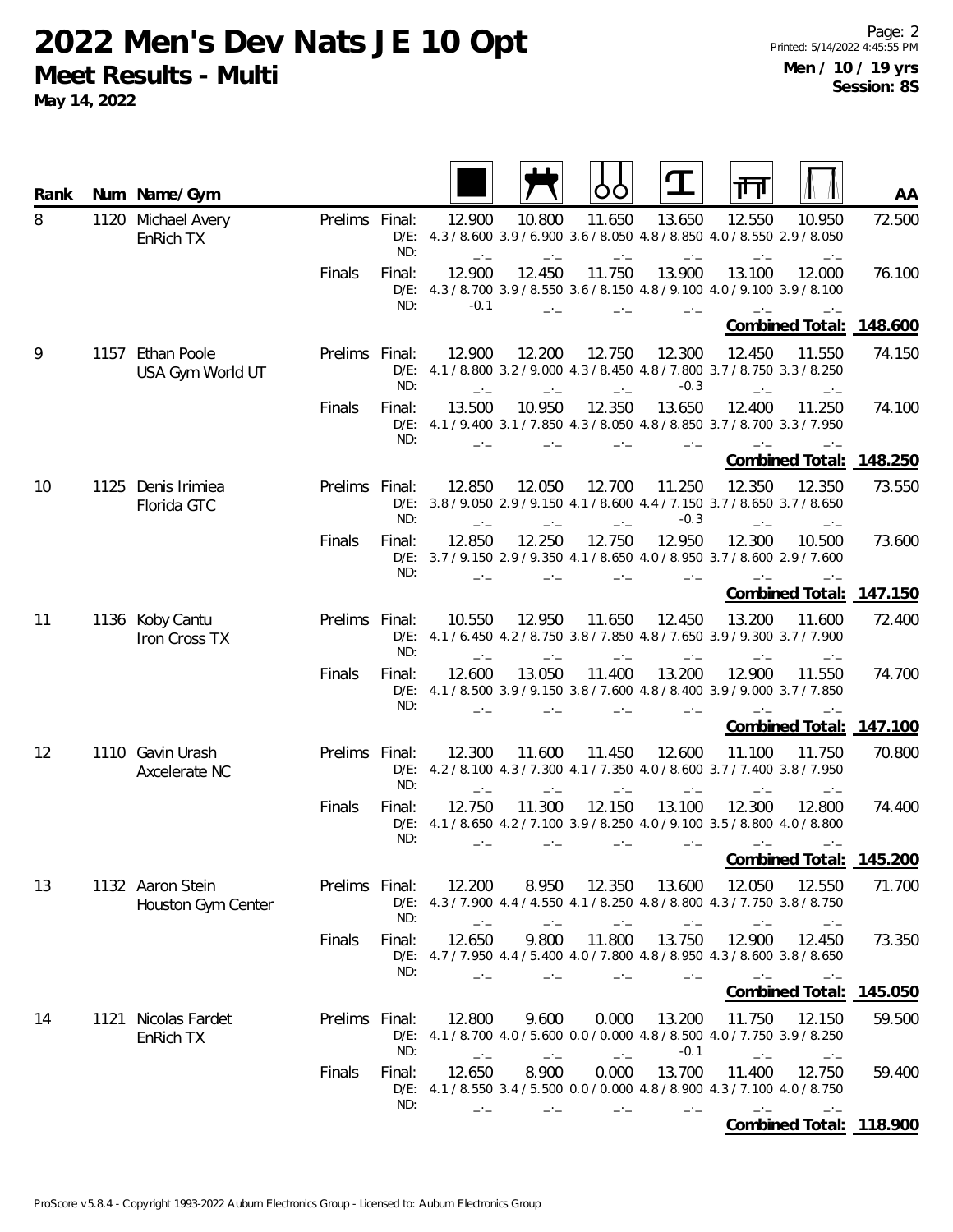# 2022 Men's Dev Nats JE 10 Opt

**Meet Results - Multi**

**May 14, 2022**

Page: 2
Printed: 5/14/2022 4:45:55 PM
**Men / 10 / 19 yrs**
**Session: 8S**

| Rank | Num | Name/Gym | Round | | Floor | Pommel Horse | Rings | Vault | Parallel Bars | High Bar | AA |
|---|---|---|---|---|---|---|---|---|---|---|---|
| 8 | 1120 | Michael Avery<br>EnRich TX | Prelims | Final: | 12.900 | 10.800 | 11.650 | 13.650 | 12.550 | 10.950 | 72.500 |
| | | | | D/E: | 4.3 / 8.600 | 3.9 / 6.900 | 3.6 / 8.050 | 4.8 / 8.850 | 4.0 / 8.550 | 2.9 / 8.050 | |
| | | | | ND: | _._ | _._ | _._ | _._ | _._ | _._ | |
| | | | Finals | Final: | 12.900 | 12.450 | 11.750 | 13.900 | 13.100 | 12.000 | 76.100 |
| | | | | D/E: | 4.3 / 8.700 | 3.9 / 8.550 | 3.6 / 8.150 | 4.8 / 9.100 | 4.0 / 9.100 | 3.9 / 8.100 | |
| | | | | ND: | -0.1 | _._ | _._ | _._ | _._ | _._ | |
| | | | | | | | | | | **Combined Total:** | **148.600** |
| 9 | 1157 | Ethan Poole<br>USA Gym World UT | Prelims | Final: | 12.900 | 12.200 | 12.750 | 12.300 | 12.450 | 11.550 | 74.150 |
| | | | | D/E: | 4.1 / 8.800 | 3.2 / 9.000 | 4.3 / 8.450 | 4.8 / 7.800 | 3.7 / 8.750 | 3.3 / 8.250 | |
| | | | | ND: | _._ | _._ | _._ | -0.3 | _._ | _._ | |
| | | | Finals | Final: | 13.500 | 10.950 | 12.350 | 13.650 | 12.400 | 11.250 | 74.100 |
| | | | | D/E: | 4.1 / 9.400 | 3.1 / 7.850 | 4.3 / 8.050 | 4.8 / 8.850 | 3.7 / 8.700 | 3.3 / 7.950 | |
| | | | | ND: | _._ | _._ | _._ | _._ | _._ | _._ | |
| | | | | | | | | | | **Combined Total:** | **148.250** |
| 10 | 1125 | Denis Irimiea<br>Florida GTC | Prelims | Final: | 12.850 | 12.050 | 12.700 | 11.250 | 12.350 | 12.350 | 73.550 |
| | | | | D/E: | 3.8 / 9.050 | 2.9 / 9.150 | 4.1 / 8.600 | 4.4 / 7.150 | 3.7 / 8.650 | 3.7 / 8.650 | |
| | | | | ND: | _._ | _._ | _._ | -0.3 | _._ | _._ | |
| | | | Finals | Final: | 12.850 | 12.250 | 12.750 | 12.950 | 12.300 | 10.500 | 73.600 |
| | | | | D/E: | 3.7 / 9.150 | 2.9 / 9.350 | 4.1 / 8.650 | 4.0 / 8.950 | 3.7 / 8.600 | 2.9 / 7.600 | |
| | | | | ND: | _._ | _._ | _._ | _._ | _._ | _._ | |
| | | | | | | | | | | **Combined Total:** | **147.150** |
| 11 | 1136 | Koby Cantu<br>Iron Cross TX | Prelims | Final: | 10.550 | 12.950 | 11.650 | 12.450 | 13.200 | 11.600 | 72.400 |
| | | | | D/E: | 4.1 / 6.450 | 4.2 / 8.750 | 3.8 / 7.850 | 4.8 / 7.650 | 3.9 / 9.300 | 3.7 / 7.900 | |
| | | | | ND: | _._ | _._ | _._ | _._ | _._ | _._ | |
| | | | Finals | Final: | 12.600 | 13.050 | 11.400 | 13.200 | 12.900 | 11.550 | 74.700 |
| | | | | D/E: | 4.1 / 8.500 | 3.9 / 9.150 | 3.8 / 7.600 | 4.8 / 8.400 | 3.9 / 9.000 | 3.7 / 7.850 | |
| | | | | ND: | _._ | _._ | _._ | _._ | _._ | _._ | |
| | | | | | | | | | | **Combined Total:** | **147.100** |
| 12 | 1110 | Gavin Urash<br>Axcelerate NC | Prelims | Final: | 12.300 | 11.600 | 11.450 | 12.600 | 11.100 | 11.750 | 70.800 |
| | | | | D/E: | 4.2 / 8.100 | 4.3 / 7.300 | 4.1 / 7.350 | 4.0 / 8.600 | 3.7 / 7.400 | 3.8 / 7.950 | |
| | | | | ND: | _._ | _._ | _._ | _._ | _._ | _._ | |
| | | | Finals | Final: | 12.750 | 11.300 | 12.150 | 13.100 | 12.300 | 12.800 | 74.400 |
| | | | | D/E: | 4.1 / 8.650 | 4.2 / 7.100 | 3.9 / 8.250 | 4.0 / 9.100 | 3.5 / 8.800 | 4.0 / 8.800 | |
| | | | | ND: | _._ | _._ | _._ | _._ | _._ | _._ | |
| | | | | | | | | | | **Combined Total:** | **145.200** |
| 13 | 1132 | Aaron Stein<br>Houston Gym Center | Prelims | Final: | 12.200 | 8.950 | 12.350 | 13.600 | 12.050 | 12.550 | 71.700 |
| | | | | D/E: | 4.3 / 7.900 | 4.4 / 4.550 | 4.1 / 8.250 | 4.8 / 8.800 | 4.3 / 7.750 | 3.8 / 8.750 | |
| | | | | ND: | _._ | _._ | _._ | _._ | _._ | _._ | |
| | | | Finals | Final: | 12.650 | 9.800 | 11.800 | 13.750 | 12.900 | 12.450 | 73.350 |
| | | | | D/E: | 4.7 / 7.950 | 4.4 / 5.400 | 4.0 / 7.800 | 4.8 / 8.950 | 4.3 / 8.600 | 3.8 / 8.650 | |
| | | | | ND: | _._ | _._ | _._ | _._ | _._ | _._ | |
| | | | | | | | | | | **Combined Total:** | **145.050** |
| 14 | 1121 | Nicolas Fardet<br>EnRich TX | Prelims | Final: | 12.800 | 9.600 | 0.000 | 13.200 | 11.750 | 12.150 | 59.500 |
| | | | | D/E: | 4.1 / 8.700 | 4.0 / 5.600 | 0.0 / 0.000 | 4.8 / 8.500 | 4.0 / 7.750 | 3.9 / 8.250 | |
| | | | | ND: | _._ | _._ | _._ | -0.1 | _._ | _._ | |
| | | | Finals | Final: | 12.650 | 8.900 | 0.000 | 13.700 | 11.400 | 12.750 | 59.400 |
| | | | | D/E: | 4.1 / 8.550 | 3.4 / 5.500 | 0.0 / 0.000 | 4.8 / 8.900 | 4.3 / 7.100 | 4.0 / 8.750 | |
| | | | | ND: | _._ | _._ | _._ | _._ | _._ | _._ | |
| | | | | | | | | | | **Combined Total:** | **118.900** |

ProScore v5.8.4 - Copyright 1993-2022 Auburn Electronics Group - Licensed to: Auburn Electronics Group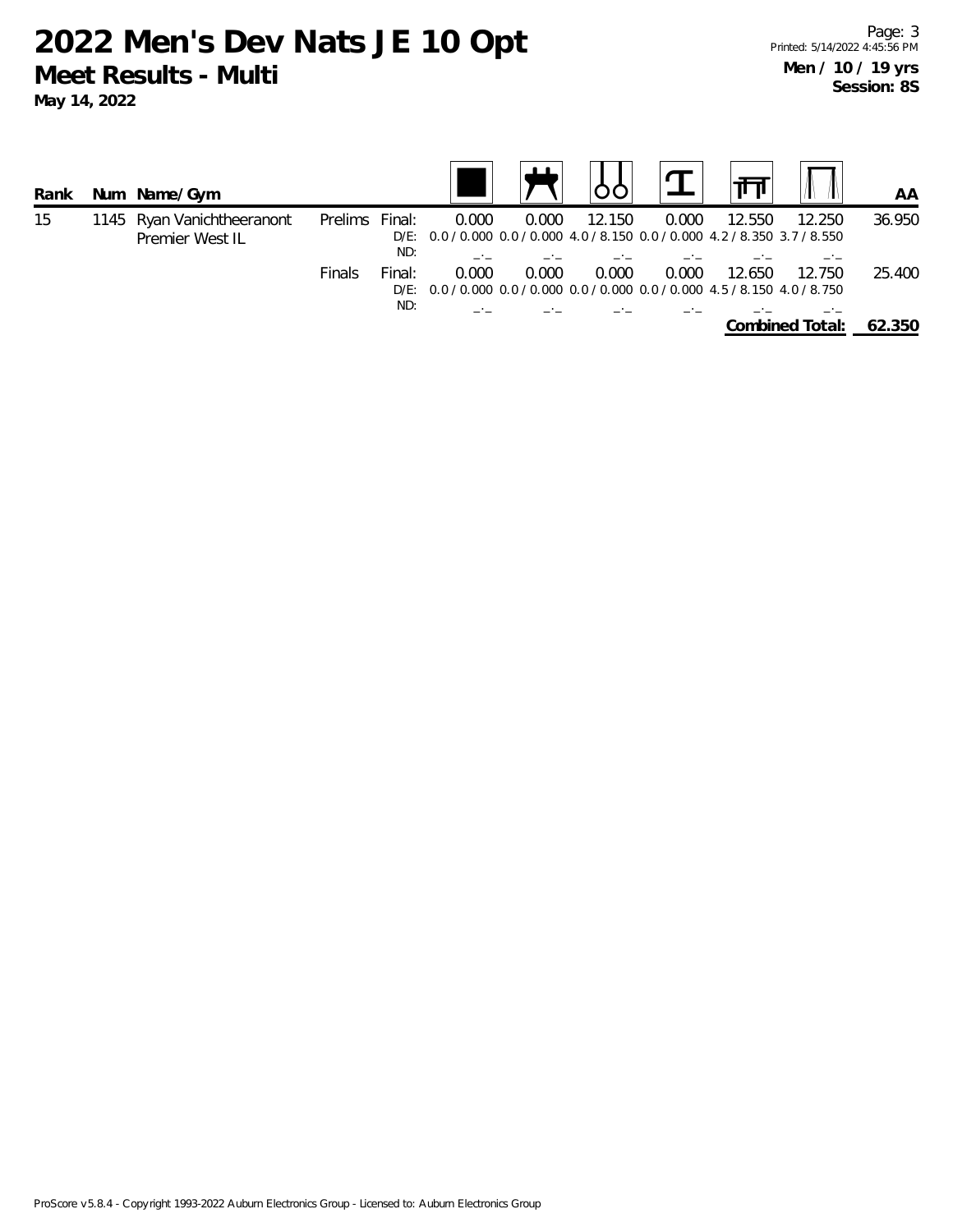# 2022 Men's Dev Nats JE 10 Opt

**Meet Results - Multi**

**May 14, 2022**

**Men / 10 / 19 yrs**
**Session: 8S**

| Rank | Num | Name/Gym | | | Floor | Pommel Horse | Rings | Vault | Parallel Bars | High Bar | AA |
|---|---|---|---|---|---|---|---|---|---|---|---|
| 15 | 1145 | Ryan Vanichtheeranont<br>Premier West IL | Prelims | Final: | 0.000 | 0.000 | 12.150 | 0.000 | 12.550 | 12.250 | 36.950 |
| | | | | D/E: | 0.0 / 0.000 | 0.0 / 0.000 | 4.0 / 8.150 | 0.0 / 0.000 | 4.2 / 8.350 | 3.7 / 8.550 | |
| | | | | ND: | _._ | _._ | _._ | _._ | _._ | _._ | |
| | | | Finals | Final: | 0.000 | 0.000 | 0.000 | 0.000 | 12.650 | 12.750 | 25.400 |
| | | | | D/E: | 0.0 / 0.000 | 0.0 / 0.000 | 0.0 / 0.000 | 0.0 / 0.000 | 4.5 / 8.150 | 4.0 / 8.750 | |
| | | | | ND: | _._ | _._ | _._ | _._ | _._ | _._ | |
| | | | | | | | | | | **Combined Total:** | **62.350** |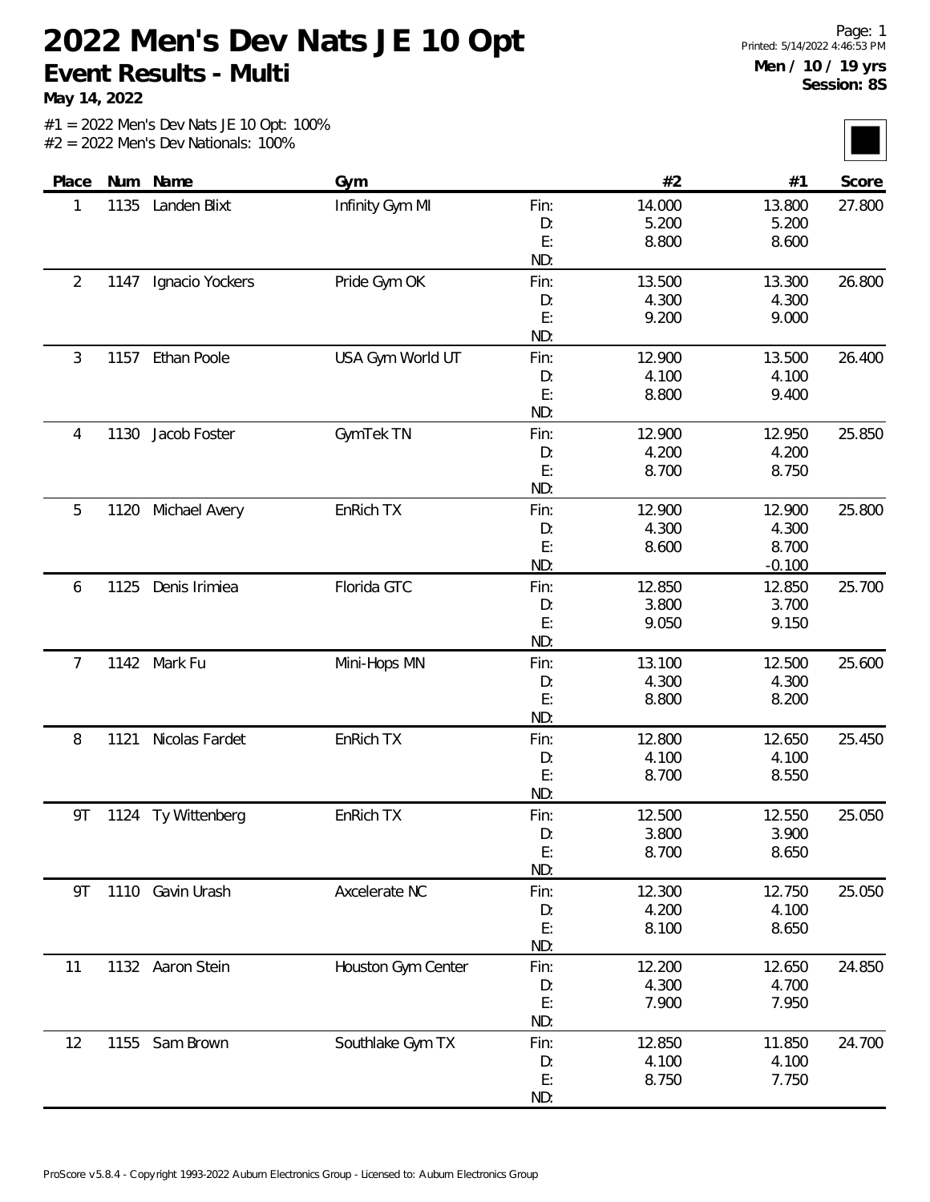# 2022 Men's Dev Nats JE 10 Opt

## Event Results - Multi

**May 14, 2022**

Printed: 5/14/2022 4:46:53 PM

**Men / 10 / 19 yrs**
**Session: 8S**

#1 = 2022 Men's Dev Nats JE 10 Opt: 100%
#2 = 2022 Men's Dev Nationals: 100%

| Place | Num | Name | Gym | | #2 | #1 | Score |
|---|---|---|---|---|---|---|---|
| 1 | 1135 | Landen Blixt | Infinity Gym MI | Fin: | 14.000 | 13.800 | 27.800 |
| | | | | D: | 5.200 | 5.200 | |
| | | | | E: | 8.800 | 8.600 | |
| | | | | ND: | | | |
| 2 | 1147 | Ignacio Yockers | Pride Gym OK | Fin: | 13.500 | 13.300 | 26.800 |
| | | | | D: | 4.300 | 4.300 | |
| | | | | E: | 9.200 | 9.000 | |
| | | | | ND: | | | |
| 3 | 1157 | Ethan Poole | USA Gym World UT | Fin: | 12.900 | 13.500 | 26.400 |
| | | | | D: | 4.100 | 4.100 | |
| | | | | E: | 8.800 | 9.400 | |
| | | | | ND: | | | |
| 4 | 1130 | Jacob Foster | GymTek TN | Fin: | 12.900 | 12.950 | 25.850 |
| | | | | D: | 4.200 | 4.200 | |
| | | | | E: | 8.700 | 8.750 | |
| | | | | ND: | | | |
| 5 | 1120 | Michael Avery | EnRich TX | Fin: | 12.900 | 12.900 | 25.800 |
| | | | | D: | 4.300 | 4.300 | |
| | | | | E: | 8.600 | 8.700 | |
| | | | | ND: | | -0.100 | |
| 6 | 1125 | Denis Irimiea | Florida GTC | Fin: | 12.850 | 12.850 | 25.700 |
| | | | | D: | 3.800 | 3.700 | |
| | | | | E: | 9.050 | 9.150 | |
| | | | | ND: | | | |
| 7 | 1142 | Mark Fu | Mini-Hops MN | Fin: | 13.100 | 12.500 | 25.600 |
| | | | | D: | 4.300 | 4.300 | |
| | | | | E: | 8.800 | 8.200 | |
| | | | | ND: | | | |
| 8 | 1121 | Nicolas Fardet | EnRich TX | Fin: | 12.800 | 12.650 | 25.450 |
| | | | | D: | 4.100 | 4.100 | |
| | | | | E: | 8.700 | 8.550 | |
| | | | | ND: | | | |
| 9T | 1124 | Ty Wittenberg | EnRich TX | Fin: | 12.500 | 12.550 | 25.050 |
| | | | | D: | 3.800 | 3.900 | |
| | | | | E: | 8.700 | 8.650 | |
| | | | | ND: | | | |
| 9T | 1110 | Gavin Urash | Axcelerate NC | Fin: | 12.300 | 12.750 | 25.050 |
| | | | | D: | 4.200 | 4.100 | |
| | | | | E: | 8.100 | 8.650 | |
| | | | | ND: | | | |
| 11 | 1132 | Aaron Stein | Houston Gym Center | Fin: | 12.200 | 12.650 | 24.850 |
| | | | | D: | 4.300 | 4.700 | |
| | | | | E: | 7.900 | 7.950 | |
| | | | | ND: | | | |
| 12 | 1155 | Sam Brown | Southlake Gym TX | Fin: | 12.850 | 11.850 | 24.700 |
| | | | | D: | 4.100 | 4.100 | |
| | | | | E: | 8.750 | 7.750 | |
| | | | | ND: | | | |

ProScore v5.8.4 - Copyright 1993-2022 Auburn Electronics Group - Licensed to: Auburn Electronics Group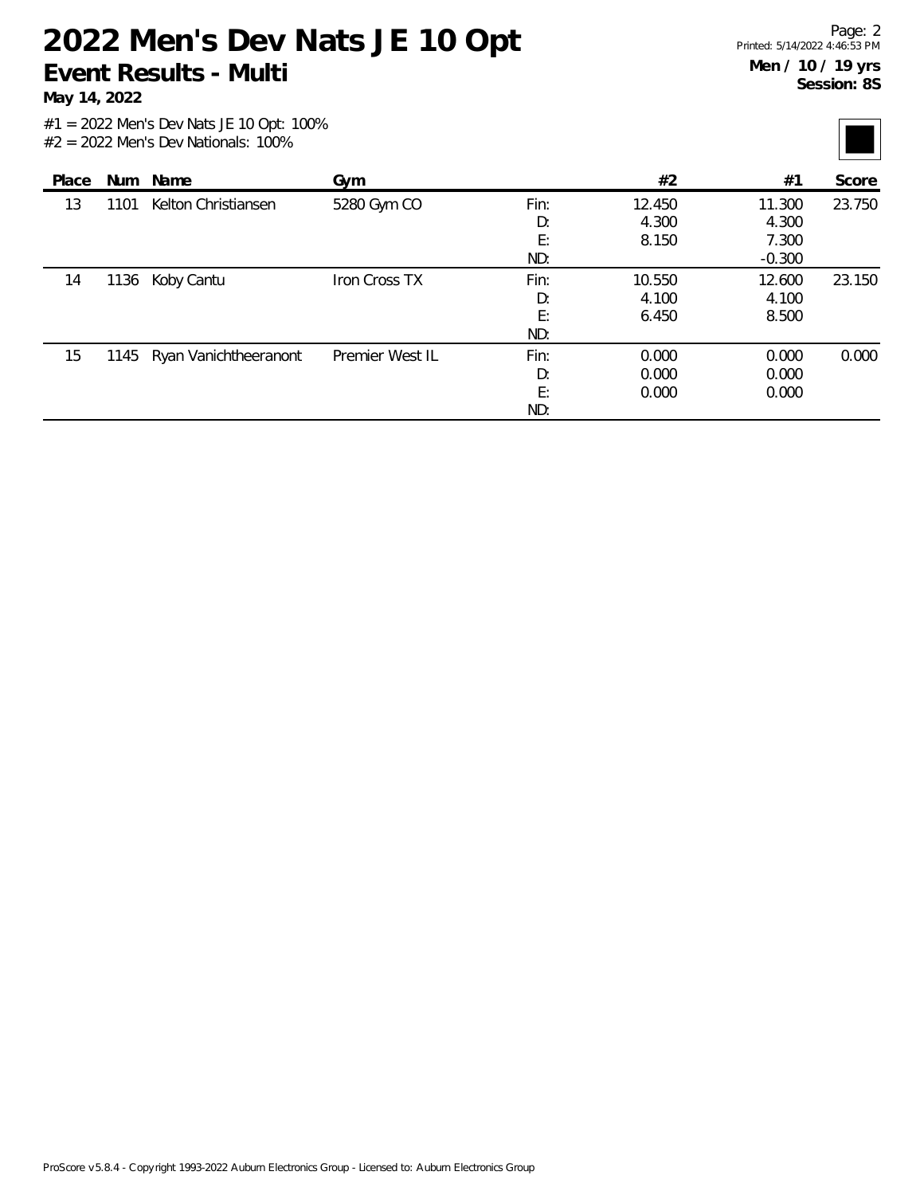# 2022 Men's Dev Nats JE 10 Opt

## Event Results - Multi

**May 14, 2022**

**Men / 10 / 19 yrs**
**Session: 8S**

#1 = 2022 Men's Dev Nats JE 10 Opt: 100%
#2 = 2022 Men's Dev Nationals: 100%

| Place | Num | Name | Gym | | #2 | #1 | Score |
|---|---|---|---|---|---|---|---|
| 13 | 1101 | Kelton Christiansen | 5280 Gym CO | Fin: | 12.450 | 11.300 | 23.750 |
| | | | | D: | 4.300 | 4.300 | |
| | | | | E: | 8.150 | 7.300 | |
| | | | | ND: | | -0.300 | |
| 14 | 1136 | Koby Cantu | Iron Cross TX | Fin: | 10.550 | 12.600 | 23.150 |
| | | | | D: | 4.100 | 4.100 | |
| | | | | E: | 6.450 | 8.500 | |
| | | | | ND: | | | |
| 15 | 1145 | Ryan Vanichtheeranont | Premier West IL | Fin: | 0.000 | 0.000 | 0.000 |
| | | | | D: | 0.000 | 0.000 | |
| | | | | E: | 0.000 | 0.000 | |
| | | | | ND: | | | |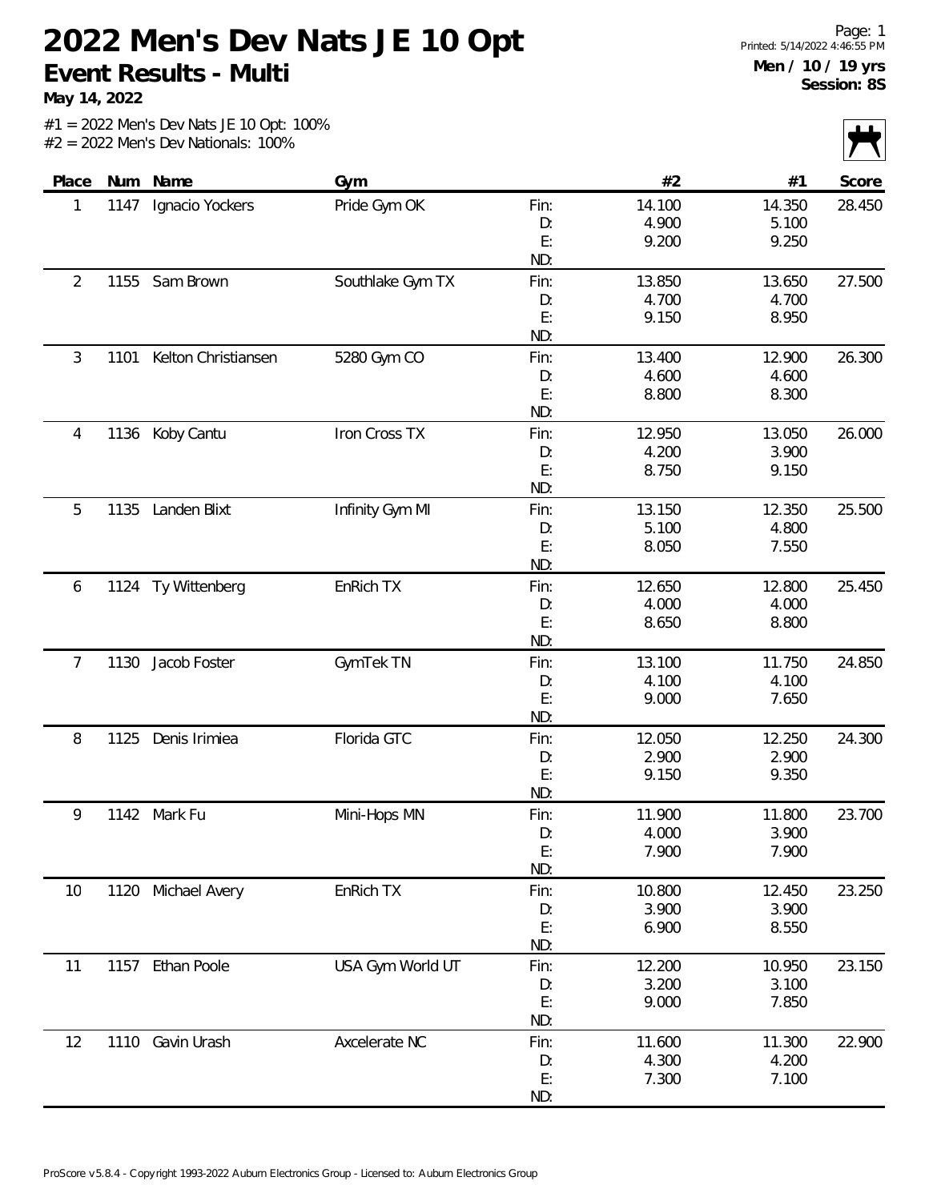# 2022 Men's Dev Nats JE 10 Opt

## Event Results - Multi

**May 14, 2022**

**Men / 10 / 19 yrs**
**Session: 8S**

#1 = 2022 Men's Dev Nats JE 10 Opt: 100%
#2 = 2022 Men's Dev Nationals: 100%

| Place | Num | Name | Gym | | #2 | #1 | Score |
|---|---|---|---|---|---|---|---|
| 1 | 1147 | Ignacio Yockers | Pride Gym OK | Fin: | 14.100 | 14.350 | 28.450 |
| | | | | D: | 4.900 | 5.100 | |
| | | | | E: | 9.200 | 9.250 | |
| | | | | ND: | | | |
| 2 | 1155 | Sam Brown | Southlake Gym TX | Fin: | 13.850 | 13.650 | 27.500 |
| | | | | D: | 4.700 | 4.700 | |
| | | | | E: | 9.150 | 8.950 | |
| | | | | ND: | | | |
| 3 | 1101 | Kelton Christiansen | 5280 Gym CO | Fin: | 13.400 | 12.900 | 26.300 |
| | | | | D: | 4.600 | 4.600 | |
| | | | | E: | 8.800 | 8.300 | |
| | | | | ND: | | | |
| 4 | 1136 | Koby Cantu | Iron Cross TX | Fin: | 12.950 | 13.050 | 26.000 |
| | | | | D: | 4.200 | 3.900 | |
| | | | | E: | 8.750 | 9.150 | |
| | | | | ND: | | | |
| 5 | 1135 | Landen Blixt | Infinity Gym MI | Fin: | 13.150 | 12.350 | 25.500 |
| | | | | D: | 5.100 | 4.800 | |
| | | | | E: | 8.050 | 7.550 | |
| | | | | ND: | | | |
| 6 | 1124 | Ty Wittenberg | EnRich TX | Fin: | 12.650 | 12.800 | 25.450 |
| | | | | D: | 4.000 | 4.000 | |
| | | | | E: | 8.650 | 8.800 | |
| | | | | ND: | | | |
| 7 | 1130 | Jacob Foster | GymTek TN | Fin: | 13.100 | 11.750 | 24.850 |
| | | | | D: | 4.100 | 4.100 | |
| | | | | E: | 9.000 | 7.650 | |
| | | | | ND: | | | |
| 8 | 1125 | Denis Irimiea | Florida GTC | Fin: | 12.050 | 12.250 | 24.300 |
| | | | | D: | 2.900 | 2.900 | |
| | | | | E: | 9.150 | 9.350 | |
| | | | | ND: | | | |
| 9 | 1142 | Mark Fu | Mini-Hops MN | Fin: | 11.900 | 11.800 | 23.700 |
| | | | | D: | 4.000 | 3.900 | |
| | | | | E: | 7.900 | 7.900 | |
| | | | | ND: | | | |
| 10 | 1120 | Michael Avery | EnRich TX | Fin: | 10.800 | 12.450 | 23.250 |
| | | | | D: | 3.900 | 3.900 | |
| | | | | E: | 6.900 | 8.550 | |
| | | | | ND: | | | |
| 11 | 1157 | Ethan Poole | USA Gym World UT | Fin: | 12.200 | 10.950 | 23.150 |
| | | | | D: | 3.200 | 3.100 | |
| | | | | E: | 9.000 | 7.850 | |
| | | | | ND: | | | |
| 12 | 1110 | Gavin Urash | Axcelerate NC | Fin: | 11.600 | 11.300 | 22.900 |
| | | | | D: | 4.300 | 4.200 | |
| | | | | E: | 7.300 | 7.100 | |
| | | | | ND: | | | |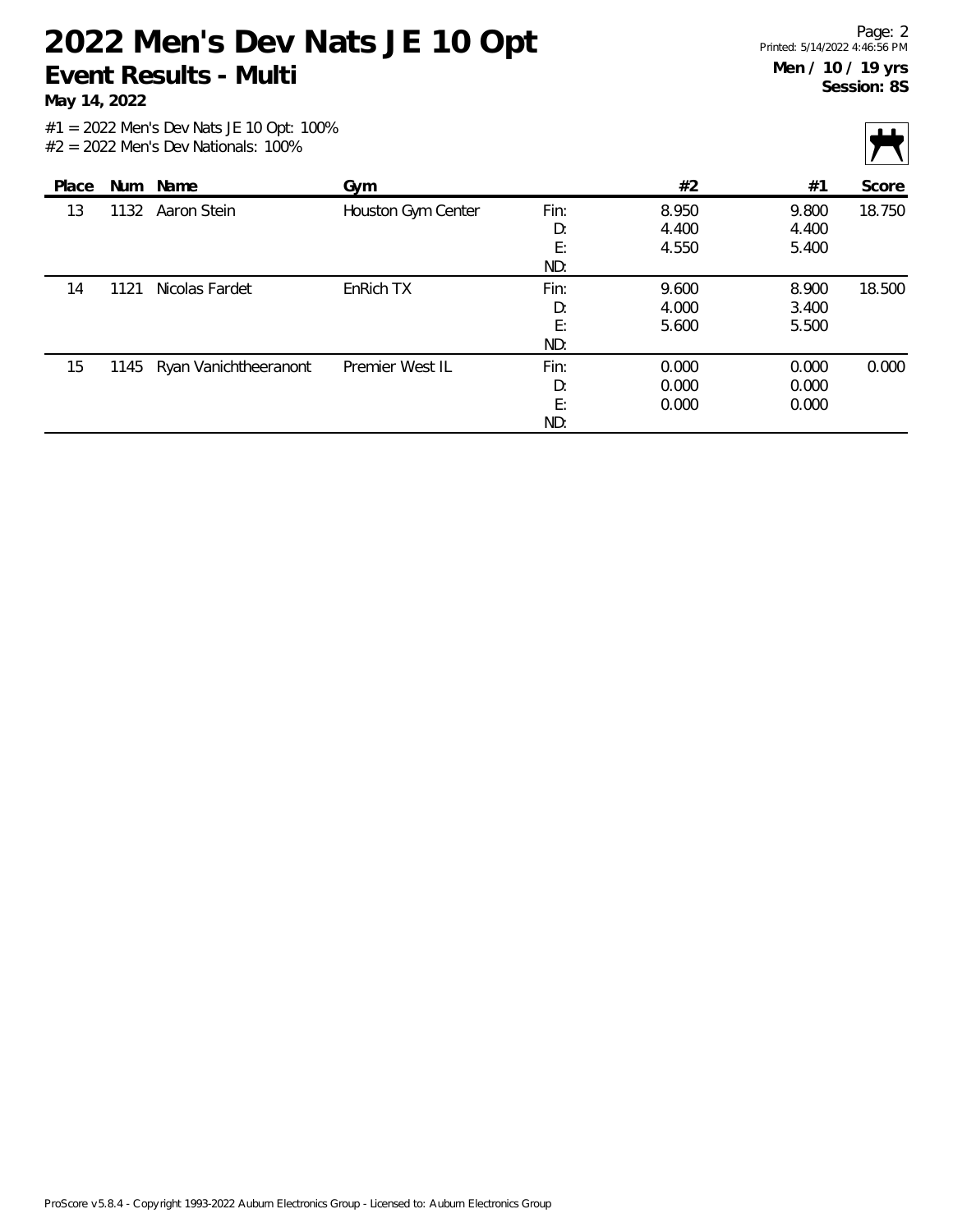# 2022 Men's Dev Nats JE 10 Opt

**Event Results - Multi**

**May 14, 2022**

**Men / 10 / 19 yrs**
**Session: 8S**

#1 = 2022 Men's Dev Nats JE 10 Opt: 100%
#2 = 2022 Men's Dev Nationals: 100%

| Place | Num | Name | Gym | | #2 | #1 | Score |
|---|---|---|---|---|---|---|---|
| 13 | 1132 | Aaron Stein | Houston Gym Center | Fin: | 8.950 | 9.800 | 18.750 |
| | | | | D: | 4.400 | 4.400 | |
| | | | | E: | 4.550 | 5.400 | |
| | | | | ND: | | | |
| 14 | 1121 | Nicolas Fardet | EnRich TX | Fin: | 9.600 | 8.900 | 18.500 |
| | | | | D: | 4.000 | 3.400 | |
| | | | | E: | 5.600 | 5.500 | |
| | | | | ND: | | | |
| 15 | 1145 | Ryan Vanichtheeranont | Premier West IL | Fin: | 0.000 | 0.000 | 0.000 |
| | | | | D: | 0.000 | 0.000 | |
| | | | | E: | 0.000 | 0.000 | |
| | | | | ND: | | | |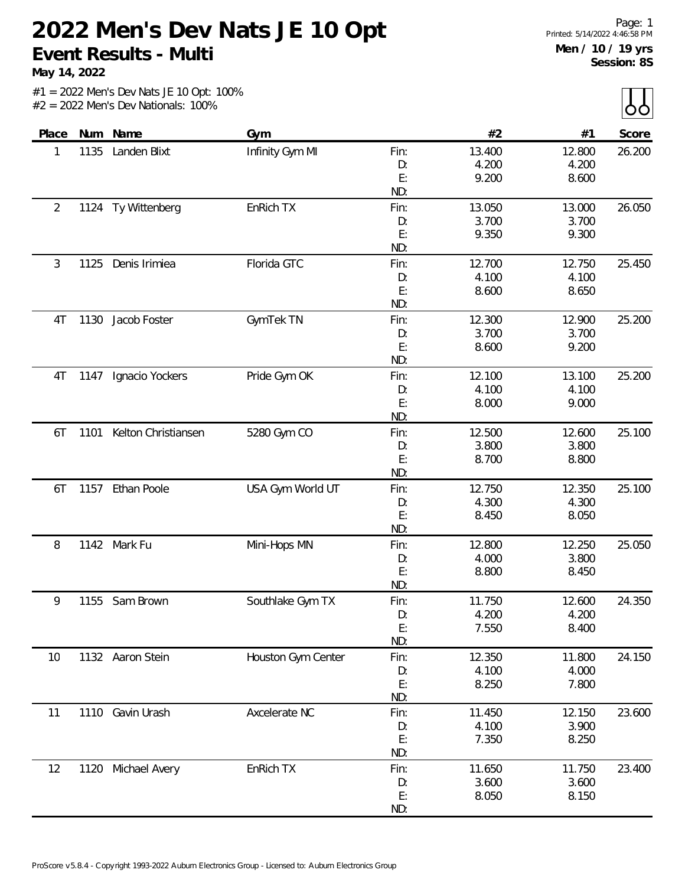# 2022 Men's Dev Nats JE 10 Opt

## Event Results - Multi

**May 14, 2022**

Men / 10 / 19 yrs
Session: 8S

#1 = 2022 Men's Dev Nats JE 10 Opt: 100%
#2 = 2022 Men's Dev Nationals: 100%

| Place | Num | Name | Gym | | #2 | #1 | Score |
|---|---|---|---|---|---|---|---|
| 1 | 1135 | Landen Blixt | Infinity Gym MI | Fin: | 13.400 | 12.800 | 26.200 |
| | | | | D: | 4.200 | 4.200 | |
| | | | | E: | 9.200 | 8.600 | |
| | | | | ND: | | | |
| 2 | 1124 | Ty Wittenberg | EnRich TX | Fin: | 13.050 | 13.000 | 26.050 |
| | | | | D: | 3.700 | 3.700 | |
| | | | | E: | 9.350 | 9.300 | |
| | | | | ND: | | | |
| 3 | 1125 | Denis Irimiea | Florida GTC | Fin: | 12.700 | 12.750 | 25.450 |
| | | | | D: | 4.100 | 4.100 | |
| | | | | E: | 8.600 | 8.650 | |
| | | | | ND: | | | |
| 4T | 1130 | Jacob Foster | GymTek TN | Fin: | 12.300 | 12.900 | 25.200 |
| | | | | D: | 3.700 | 3.700 | |
| | | | | E: | 8.600 | 9.200 | |
| | | | | ND: | | | |
| 4T | 1147 | Ignacio Yockers | Pride Gym OK | Fin: | 12.100 | 13.100 | 25.200 |
| | | | | D: | 4.100 | 4.100 | |
| | | | | E: | 8.000 | 9.000 | |
| | | | | ND: | | | |
| 6T | 1101 | Kelton Christiansen | 5280 Gym CO | Fin: | 12.500 | 12.600 | 25.100 |
| | | | | D: | 3.800 | 3.800 | |
| | | | | E: | 8.700 | 8.800 | |
| | | | | ND: | | | |
| 6T | 1157 | Ethan Poole | USA Gym World UT | Fin: | 12.750 | 12.350 | 25.100 |
| | | | | D: | 4.300 | 4.300 | |
| | | | | E: | 8.450 | 8.050 | |
| | | | | ND: | | | |
| 8 | 1142 | Mark Fu | Mini-Hops MN | Fin: | 12.800 | 12.250 | 25.050 |
| | | | | D: | 4.000 | 3.800 | |
| | | | | E: | 8.800 | 8.450 | |
| | | | | ND: | | | |
| 9 | 1155 | Sam Brown | Southlake Gym TX | Fin: | 11.750 | 12.600 | 24.350 |
| | | | | D: | 4.200 | 4.200 | |
| | | | | E: | 7.550 | 8.400 | |
| | | | | ND: | | | |
| 10 | 1132 | Aaron Stein | Houston Gym Center | Fin: | 12.350 | 11.800 | 24.150 |
| | | | | D: | 4.100 | 4.000 | |
| | | | | E: | 8.250 | 7.800 | |
| | | | | ND: | | | |
| 11 | 1110 | Gavin Urash | Axcelerate NC | Fin: | 11.450 | 12.150 | 23.600 |
| | | | | D: | 4.100 | 3.900 | |
| | | | | E: | 7.350 | 8.250 | |
| | | | | ND: | | | |
| 12 | 1120 | Michael Avery | EnRich TX | Fin: | 11.650 | 11.750 | 23.400 |
| | | | | D: | 3.600 | 3.600 | |
| | | | | E: | 8.050 | 8.150 | |
| | | | | ND: | | | |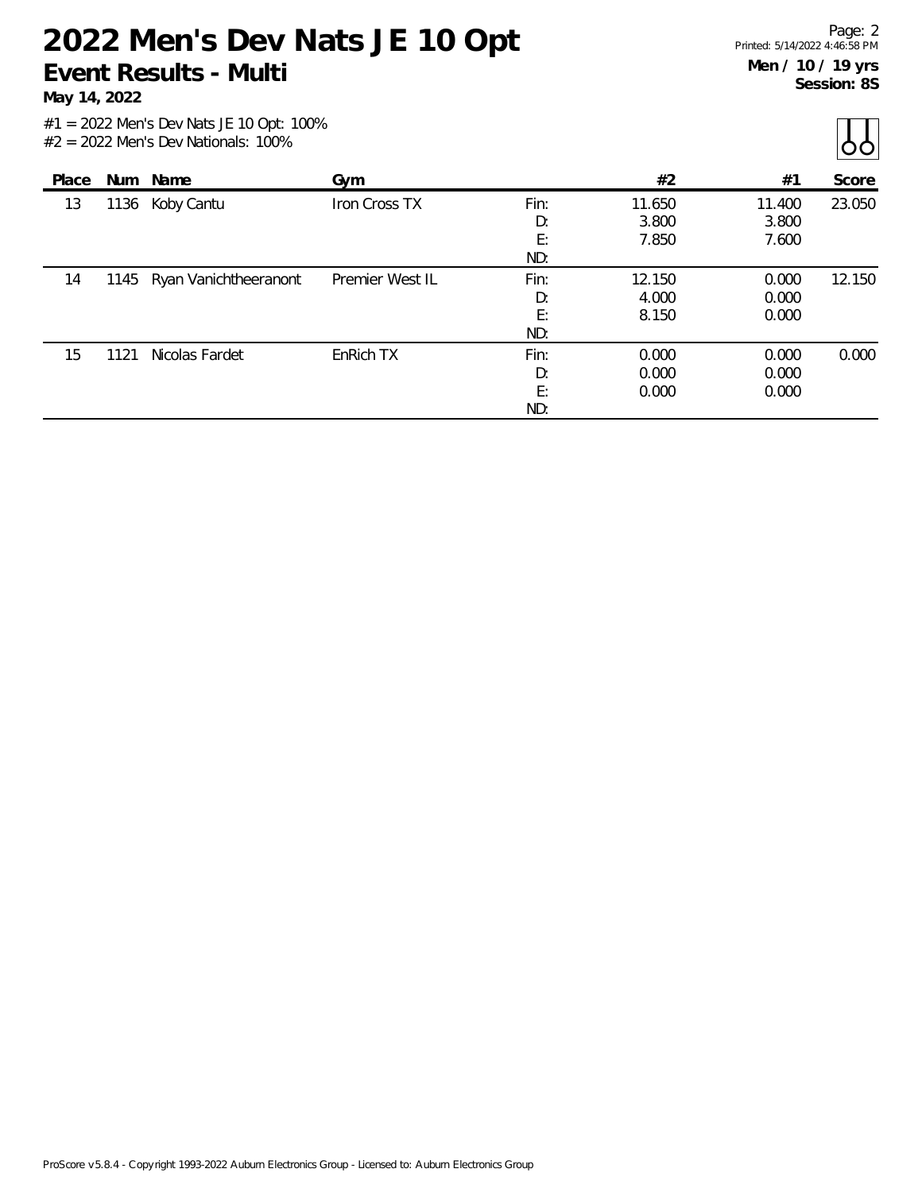# 2022 Men's Dev Nats JE 10 Opt

## Event Results - Multi

**May 14, 2022**

**Men / 10 / 19 yrs**
**Session: 8S**

#1 = 2022 Men's Dev Nats JE 10 Opt: 100%
#2 = 2022 Men's Dev Nationals: 100%

| Place | Num | Name | Gym | | #2 | #1 | Score |
|---|---|---|---|---|---|---|---|
| 13 | 1136 | Koby Cantu | Iron Cross TX | Fin: | 11.650 | 11.400 | 23.050 |
| | | | | D: | 3.800 | 3.800 | |
| | | | | E: | 7.850 | 7.600 | |
| | | | | ND: | | | |
| 14 | 1145 | Ryan Vanichtheeranont | Premier West IL | Fin: | 12.150 | 0.000 | 12.150 |
| | | | | D: | 4.000 | 0.000 | |
| | | | | E: | 8.150 | 0.000 | |
| | | | | ND: | | | |
| 15 | 1121 | Nicolas Fardet | EnRich TX | Fin: | 0.000 | 0.000 | 0.000 |
| | | | | D: | 0.000 | 0.000 | |
| | | | | E: | 0.000 | 0.000 | |
| | | | | ND: | | | |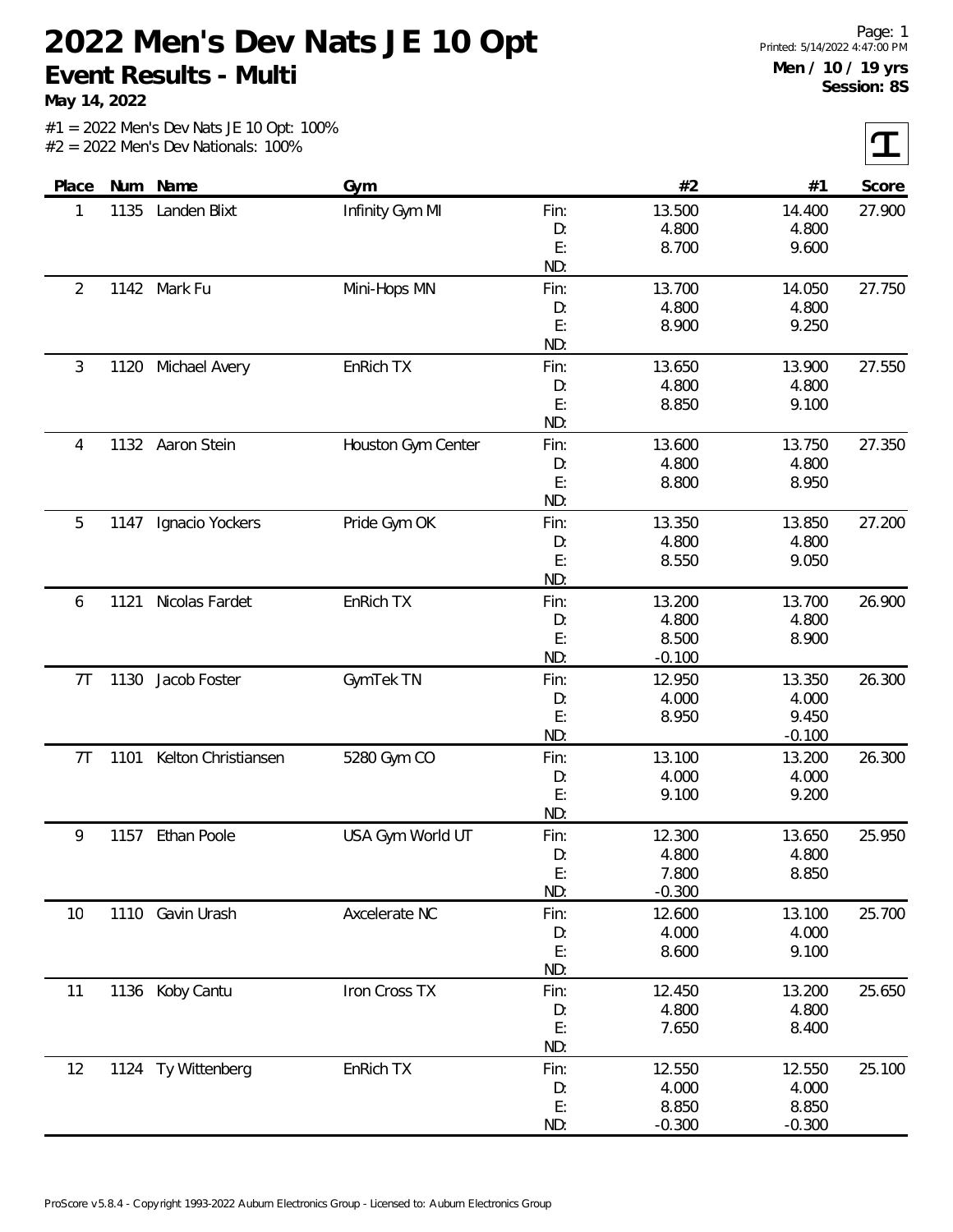# 2022 Men's Dev Nats JE 10 Opt

## Event Results - Multi

**May 14, 2022**

Men / 10 / 19 yrs
Session: 8S

#1 = 2022 Men's Dev Nats JE 10 Opt: 100%
#2 = 2022 Men's Dev Nationals: 100%

| Place | Num | Name | Gym | | #2 | #1 | Score |
|---|---|---|---|---|---|---|---|
| 1 | 1135 | Landen Blixt | Infinity Gym MI | Fin: | 13.500 | 14.400 | 27.900 |
| | | | | D: | 4.800 | 4.800 | |
| | | | | E: | 8.700 | 9.600 | |
| | | | | ND: | | | |
| 2 | 1142 | Mark Fu | Mini-Hops MN | Fin: | 13.700 | 14.050 | 27.750 |
| | | | | D: | 4.800 | 4.800 | |
| | | | | E: | 8.900 | 9.250 | |
| | | | | ND: | | | |
| 3 | 1120 | Michael Avery | EnRich TX | Fin: | 13.650 | 13.900 | 27.550 |
| | | | | D: | 4.800 | 4.800 | |
| | | | | E: | 8.850 | 9.100 | |
| | | | | ND: | | | |
| 4 | 1132 | Aaron Stein | Houston Gym Center | Fin: | 13.600 | 13.750 | 27.350 |
| | | | | D: | 4.800 | 4.800 | |
| | | | | E: | 8.800 | 8.950 | |
| | | | | ND: | | | |
| 5 | 1147 | Ignacio Yockers | Pride Gym OK | Fin: | 13.350 | 13.850 | 27.200 |
| | | | | D: | 4.800 | 4.800 | |
| | | | | E: | 8.550 | 9.050 | |
| | | | | ND: | | | |
| 6 | 1121 | Nicolas Fardet | EnRich TX | Fin: | 13.200 | 13.700 | 26.900 |
| | | | | D: | 4.800 | 4.800 | |
| | | | | E: | 8.500 | 8.900 | |
| | | | | ND: | -0.100 | | |
| 7T | 1130 | Jacob Foster | GymTek TN | Fin: | 12.950 | 13.350 | 26.300 |
| | | | | D: | 4.000 | 4.000 | |
| | | | | E: | 8.950 | 9.450 | |
| | | | | ND: | | -0.100 | |
| 7T | 1101 | Kelton Christiansen | 5280 Gym CO | Fin: | 13.100 | 13.200 | 26.300 |
| | | | | D: | 4.000 | 4.000 | |
| | | | | E: | 9.100 | 9.200 | |
| | | | | ND: | | | |
| 9 | 1157 | Ethan Poole | USA Gym World UT | Fin: | 12.300 | 13.650 | 25.950 |
| | | | | D: | 4.800 | 4.800 | |
| | | | | E: | 7.800 | 8.850 | |
| | | | | ND: | -0.300 | | |
| 10 | 1110 | Gavin Urash | Axcelerate NC | Fin: | 12.600 | 13.100 | 25.700 |
| | | | | D: | 4.000 | 4.000 | |
| | | | | E: | 8.600 | 9.100 | |
| | | | | ND: | | | |
| 11 | 1136 | Koby Cantu | Iron Cross TX | Fin: | 12.450 | 13.200 | 25.650 |
| | | | | D: | 4.800 | 4.800 | |
| | | | | E: | 7.650 | 8.400 | |
| | | | | ND: | | | |
| 12 | 1124 | Ty Wittenberg | EnRich TX | Fin: | 12.550 | 12.550 | 25.100 |
| | | | | D: | 4.000 | 4.000 | |
| | | | | E: | 8.850 | 8.850 | |
| | | | | ND: | -0.300 | -0.300 | |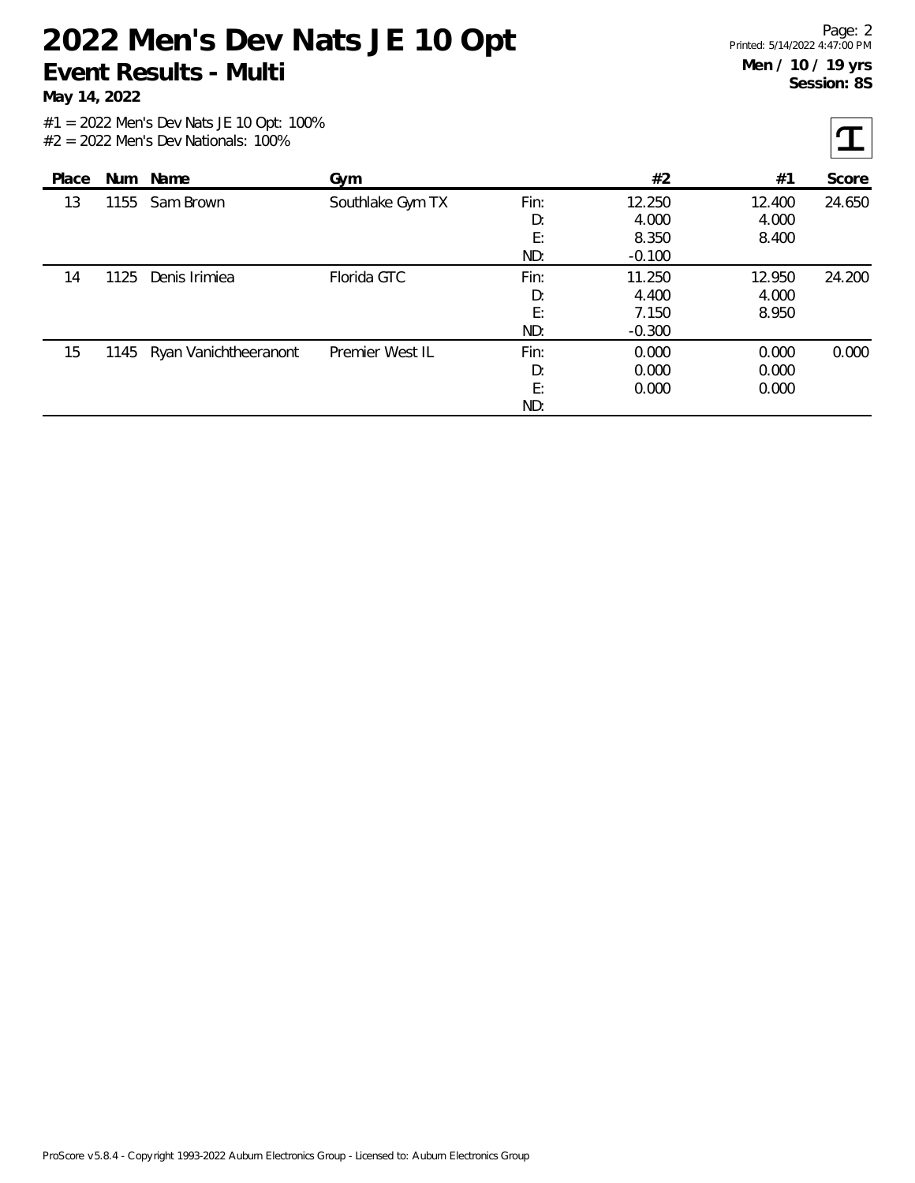# 2022 Men's Dev Nats JE 10 Opt

## Event Results - Multi

**May 14, 2022**

**Men / 10 / 19 yrs**
**Session: 8S**

#1 = 2022 Men's Dev Nats JE 10 Opt: 100%
#2 = 2022 Men's Dev Nationals: 100%

| Place | Num | Name | Gym | | #2 | #1 | Score |
|---|---|---|---|---|---|---|---|
| 13 | 1155 | Sam Brown | Southlake Gym TX | Fin: | 12.250 | 12.400 | 24.650 |
| | | | | D: | 4.000 | 4.000 | |
| | | | | E: | 8.350 | 8.400 | |
| | | | | ND: | -0.100 | | |
| 14 | 1125 | Denis Irimiea | Florida GTC | Fin: | 11.250 | 12.950 | 24.200 |
| | | | | D: | 4.400 | 4.000 | |
| | | | | E: | 7.150 | 8.950 | |
| | | | | ND: | -0.300 | | |
| 15 | 1145 | Ryan Vanichtheeranont | Premier West IL | Fin: | 0.000 | 0.000 | 0.000 |
| | | | | D: | 0.000 | 0.000 | |
| | | | | E: | 0.000 | 0.000 | |
| | | | | ND: | | | |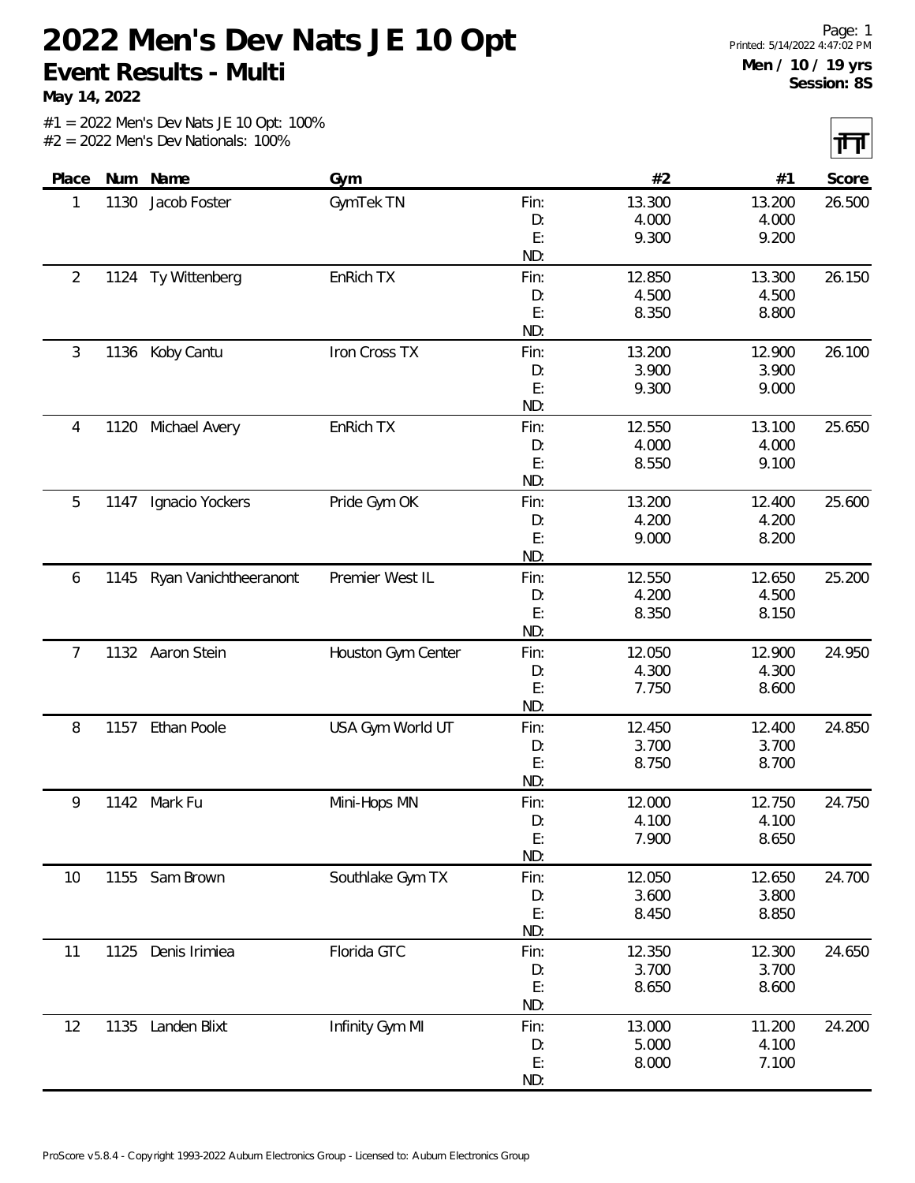# 2022 Men's Dev Nats JE 10 Opt

## Event Results - Multi

**May 14, 2022**

Page: 1
Printed: 5/14/2022 4:47:02 PM

**Men / 10 / 19 yrs**
**Session: 8S**

#1 = 2022 Men's Dev Nats JE 10 Opt: 100%
#2 = 2022 Men's Dev Nationals: 100%

| Place | Num | Name | Gym | | #2 | #1 | Score |
|---|---|---|---|---|---|---|---|
| 1 | 1130 | Jacob Foster | GymTek TN | Fin: | 13.300 | 13.200 | 26.500 |
| | | | | D: | 4.000 | 4.000 | |
| | | | | E: | 9.300 | 9.200 | |
| | | | | ND: | | | |
| 2 | 1124 | Ty Wittenberg | EnRich TX | Fin: | 12.850 | 13.300 | 26.150 |
| | | | | D: | 4.500 | 4.500 | |
| | | | | E: | 8.350 | 8.800 | |
| | | | | ND: | | | |
| 3 | 1136 | Koby Cantu | Iron Cross TX | Fin: | 13.200 | 12.900 | 26.100 |
| | | | | D: | 3.900 | 3.900 | |
| | | | | E: | 9.300 | 9.000 | |
| | | | | ND: | | | |
| 4 | 1120 | Michael Avery | EnRich TX | Fin: | 12.550 | 13.100 | 25.650 |
| | | | | D: | 4.000 | 4.000 | |
| | | | | E: | 8.550 | 9.100 | |
| | | | | ND: | | | |
| 5 | 1147 | Ignacio Yockers | Pride Gym OK | Fin: | 13.200 | 12.400 | 25.600 |
| | | | | D: | 4.200 | 4.200 | |
| | | | | E: | 9.000 | 8.200 | |
| | | | | ND: | | | |
| 6 | 1145 | Ryan Vanichtheeranont | Premier West IL | Fin: | 12.550 | 12.650 | 25.200 |
| | | | | D: | 4.200 | 4.500 | |
| | | | | E: | 8.350 | 8.150 | |
| | | | | ND: | | | |
| 7 | 1132 | Aaron Stein | Houston Gym Center | Fin: | 12.050 | 12.900 | 24.950 |
| | | | | D: | 4.300 | 4.300 | |
| | | | | E: | 7.750 | 8.600 | |
| | | | | ND: | | | |
| 8 | 1157 | Ethan Poole | USA Gym World UT | Fin: | 12.450 | 12.400 | 24.850 |
| | | | | D: | 3.700 | 3.700 | |
| | | | | E: | 8.750 | 8.700 | |
| | | | | ND: | | | |
| 9 | 1142 | Mark Fu | Mini-Hops MN | Fin: | 12.000 | 12.750 | 24.750 |
| | | | | D: | 4.100 | 4.100 | |
| | | | | E: | 7.900 | 8.650 | |
| | | | | ND: | | | |
| 10 | 1155 | Sam Brown | Southlake Gym TX | Fin: | 12.050 | 12.650 | 24.700 |
| | | | | D: | 3.600 | 3.800 | |
| | | | | E: | 8.450 | 8.850 | |
| | | | | ND: | | | |
| 11 | 1125 | Denis Irimiea | Florida GTC | Fin: | 12.350 | 12.300 | 24.650 |
| | | | | D: | 3.700 | 3.700 | |
| | | | | E: | 8.650 | 8.600 | |
| | | | | ND: | | | |
| 12 | 1135 | Landen Blixt | Infinity Gym MI | Fin: | 13.000 | 11.200 | 24.200 |
| | | | | D: | 5.000 | 4.100 | |
| | | | | E: | 8.000 | 7.100 | |
| | | | | ND: | | | |

ProScore v5.8.4 - Copyright 1993-2022 Auburn Electronics Group - Licensed to: Auburn Electronics Group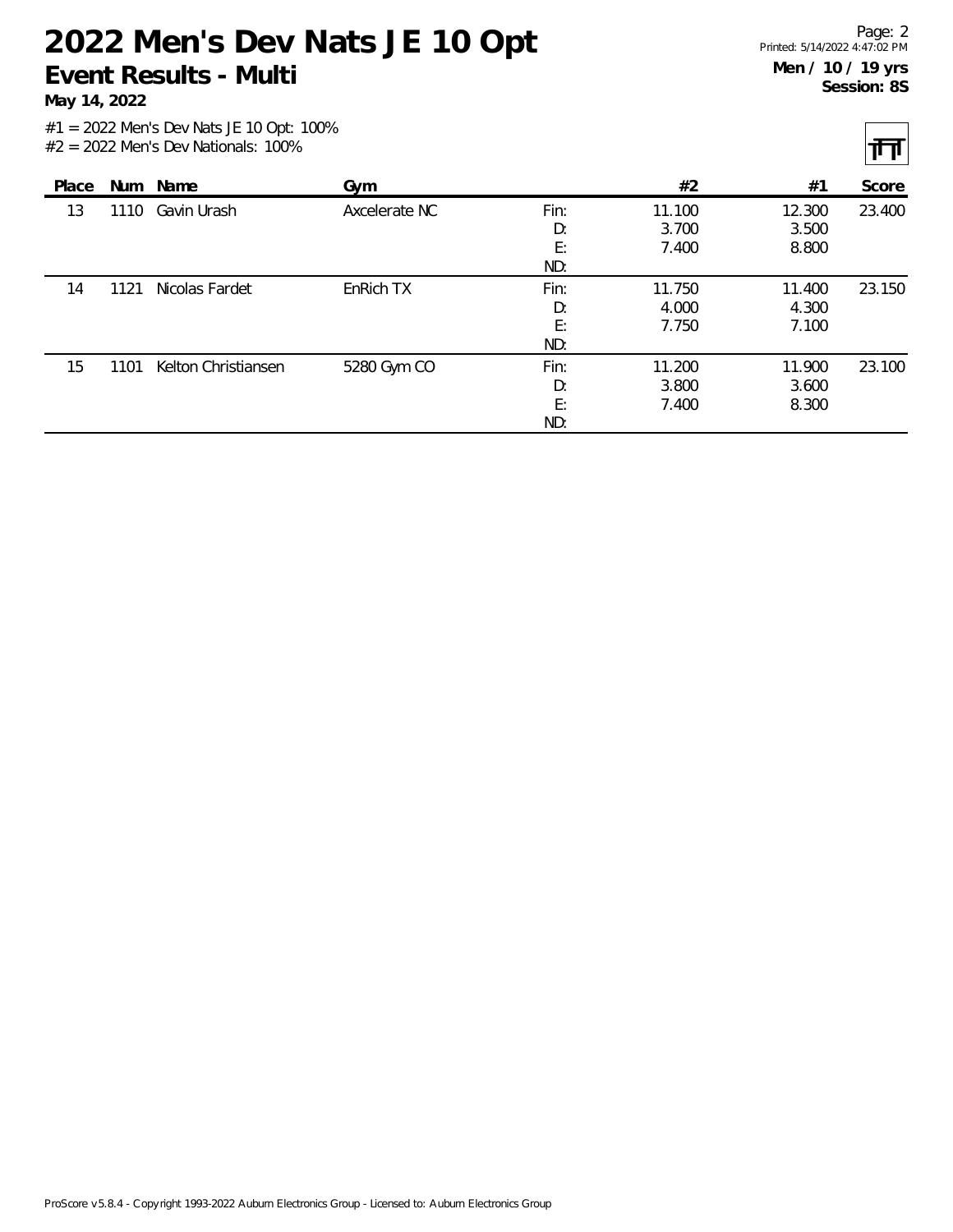# 2022 Men's Dev Nats JE 10 Opt

## Event Results - Multi

**May 14, 2022**

**Men / 10 / 19 yrs**
**Session: 8S**

#1 = 2022 Men's Dev Nats JE 10 Opt: 100%
#2 = 2022 Men's Dev Nationals: 100%

| Place | Num | Name | Gym | | #2 | #1 | Score |
|---|---|---|---|---|---|---|---|
| 13 | 1110 | Gavin Urash | Axcelerate NC | Fin: | 11.100 | 12.300 | 23.400 |
| | | | | D: | 3.700 | 3.500 | |
| | | | | E: | 7.400 | 8.800 | |
| | | | | ND: | | | |
| 14 | 1121 | Nicolas Fardet | EnRich TX | Fin: | 11.750 | 11.400 | 23.150 |
| | | | | D: | 4.000 | 4.300 | |
| | | | | E: | 7.750 | 7.100 | |
| | | | | ND: | | | |
| 15 | 1101 | Kelton Christiansen | 5280 Gym CO | Fin: | 11.200 | 11.900 | 23.100 |
| | | | | D: | 3.800 | 3.600 | |
| | | | | E: | 7.400 | 8.300 | |
| | | | | ND: | | | |

ProScore v5.8.4 - Copyright 1993-2022 Auburn Electronics Group - Licensed to: Auburn Electronics Group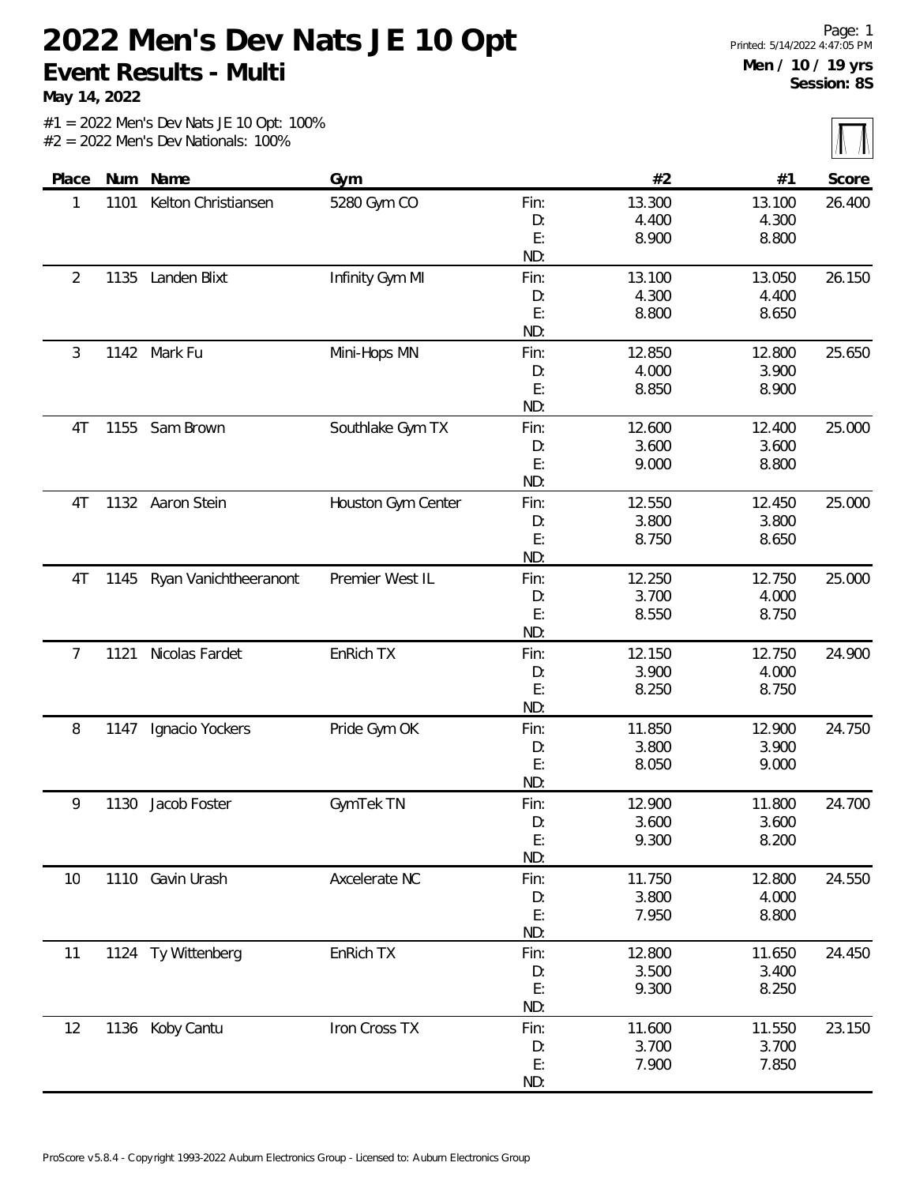# 2022 Men's Dev Nats JE 10 Opt

## Event Results - Multi

**May 14, 2022**

Men / 10 / 19 yrs
Session: 8S

#1 = 2022 Men's Dev Nats JE 10 Opt: 100%
#2 = 2022 Men's Dev Nationals: 100%

| Place | Num | Name | Gym | | #2 | #1 | Score |
|---|---|---|---|---|---|---|---|
| 1 | 1101 | Kelton Christiansen | 5280 Gym CO | Fin: | 13.300 | 13.100 | 26.400 |
| | | | | D: | 4.400 | 4.300 | |
| | | | | E: | 8.900 | 8.800 | |
| | | | | ND: | | | |
| 2 | 1135 | Landen Blixt | Infinity Gym MI | Fin: | 13.100 | 13.050 | 26.150 |
| | | | | D: | 4.300 | 4.400 | |
| | | | | E: | 8.800 | 8.650 | |
| | | | | ND: | | | |
| 3 | 1142 | Mark Fu | Mini-Hops MN | Fin: | 12.850 | 12.800 | 25.650 |
| | | | | D: | 4.000 | 3.900 | |
| | | | | E: | 8.850 | 8.900 | |
| | | | | ND: | | | |
| 4T | 1155 | Sam Brown | Southlake Gym TX | Fin: | 12.600 | 12.400 | 25.000 |
| | | | | D: | 3.600 | 3.600 | |
| | | | | E: | 9.000 | 8.800 | |
| | | | | ND: | | | |
| 4T | 1132 | Aaron Stein | Houston Gym Center | Fin: | 12.550 | 12.450 | 25.000 |
| | | | | D: | 3.800 | 3.800 | |
| | | | | E: | 8.750 | 8.650 | |
| | | | | ND: | | | |
| 4T | 1145 | Ryan Vanichtheeranont | Premier West IL | Fin: | 12.250 | 12.750 | 25.000 |
| | | | | D: | 3.700 | 4.000 | |
| | | | | E: | 8.550 | 8.750 | |
| | | | | ND: | | | |
| 7 | 1121 | Nicolas Fardet | EnRich TX | Fin: | 12.150 | 12.750 | 24.900 |
| | | | | D: | 3.900 | 4.000 | |
| | | | | E: | 8.250 | 8.750 | |
| | | | | ND: | | | |
| 8 | 1147 | Ignacio Yockers | Pride Gym OK | Fin: | 11.850 | 12.900 | 24.750 |
| | | | | D: | 3.800 | 3.900 | |
| | | | | E: | 8.050 | 9.000 | |
| | | | | ND: | | | |
| 9 | 1130 | Jacob Foster | GymTek TN | Fin: | 12.900 | 11.800 | 24.700 |
| | | | | D: | 3.600 | 3.600 | |
| | | | | E: | 9.300 | 8.200 | |
| | | | | ND: | | | |
| 10 | 1110 | Gavin Urash | Axcelerate NC | Fin: | 11.750 | 12.800 | 24.550 |
| | | | | D: | 3.800 | 4.000 | |
| | | | | E: | 7.950 | 8.800 | |
| | | | | ND: | | | |
| 11 | 1124 | Ty Wittenberg | EnRich TX | Fin: | 12.800 | 11.650 | 24.450 |
| | | | | D: | 3.500 | 3.400 | |
| | | | | E: | 9.300 | 8.250 | |
| | | | | ND: | | | |
| 12 | 1136 | Koby Cantu | Iron Cross TX | Fin: | 11.600 | 11.550 | 23.150 |
| | | | | D: | 3.700 | 3.700 | |
| | | | | E: | 7.900 | 7.850 | |
| | | | | ND: | | | |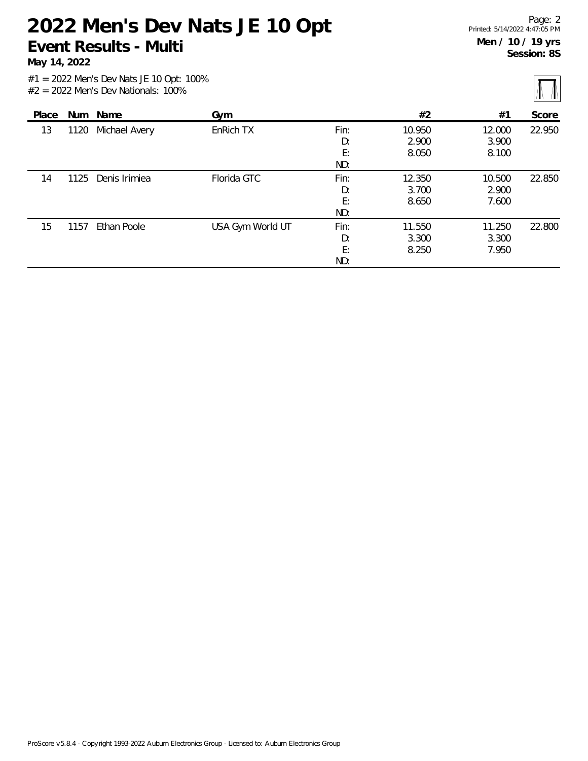# 2022 Men's Dev Nats JE 10 Opt

## Event Results - Multi

**May 14, 2022**

Printed: 5/14/2022 4:47:05 PM

**Men / 10 / 19 yrs**
**Session: 8S**

#1 = 2022 Men's Dev Nats JE 10 Opt: 100%
#2 = 2022 Men's Dev Nationals: 100%

| Place | Num | Name | Gym | | #2 | #1 | Score |
|---|---|---|---|---|---|---|---|
| 13 | 1120 | Michael Avery | EnRich TX | Fin: | 10.950 | 12.000 | 22.950 |
| | | | | D: | 2.900 | 3.900 | |
| | | | | E: | 8.050 | 8.100 | |
| | | | | ND: | | | |
| 14 | 1125 | Denis Irimiea | Florida GTC | Fin: | 12.350 | 10.500 | 22.850 |
| | | | | D: | 3.700 | 2.900 | |
| | | | | E: | 8.650 | 7.600 | |
| | | | | ND: | | | |
| 15 | 1157 | Ethan Poole | USA Gym World UT | Fin: | 11.550 | 11.250 | 22.800 |
| | | | | D: | 3.300 | 3.300 | |
| | | | | E: | 8.250 | 7.950 | |
| | | | | ND: | | | |

ProScore v5.8.4 - Copyright 1993-2022 Auburn Electronics Group - Licensed to: Auburn Electronics Group